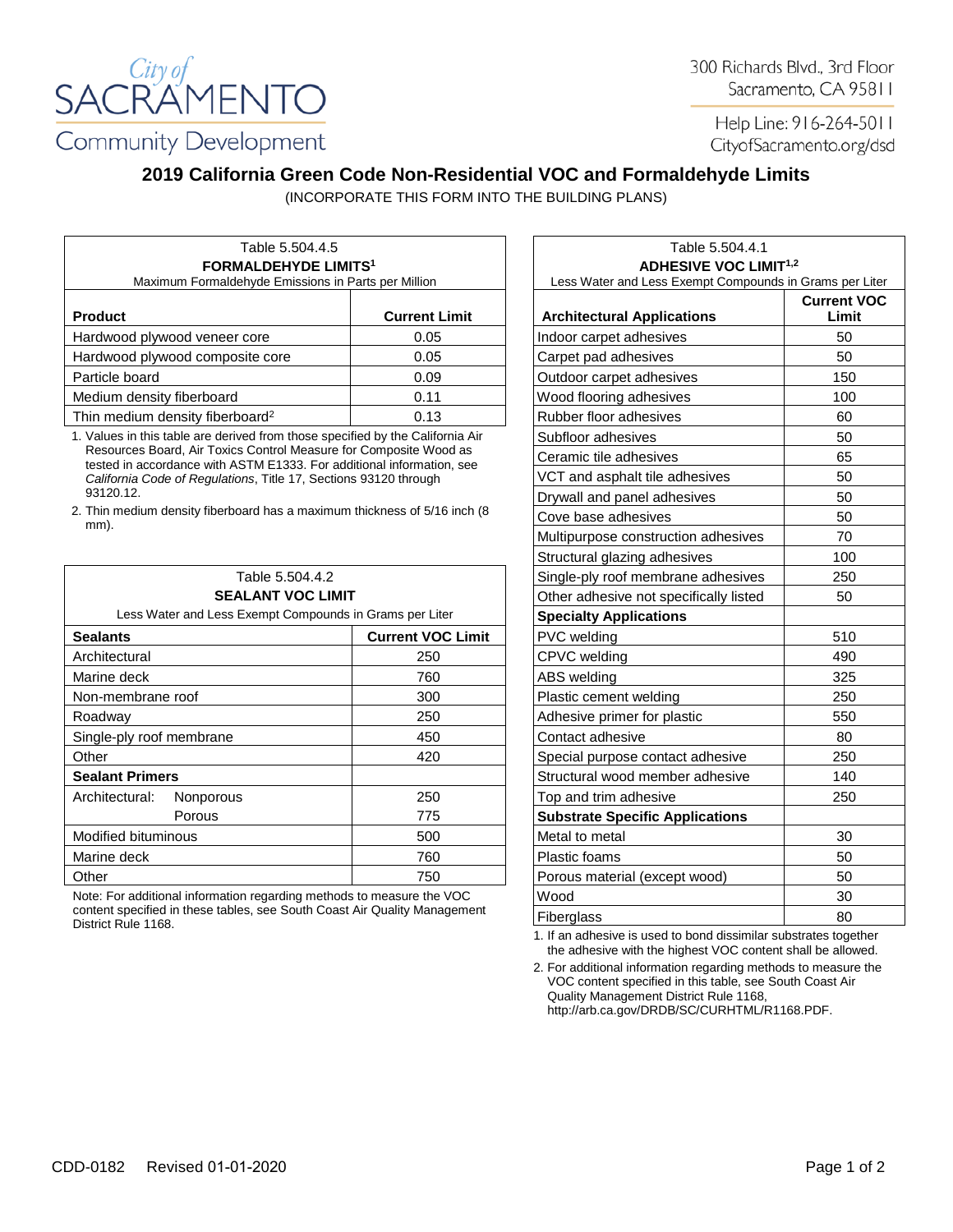City of SACRAMENTO
Community Development

300 Richards Blvd., 3rd Floor
Sacramento, CA 95811

Help Line: 916-264-5011
CityofSacramento.org/dsd

# 2019 California Green Code Non-Residential VOC and Formaldehyde Limits

(INCORPORATE THIS FORM INTO THE BUILDING PLANS)

Table 5.504.4.5
**FORMALDEHYDE LIMITS[1]**
Maximum Formaldehyde Emissions in Parts per Million

| Product | Current Limit |
|---|---|
| Hardwood plywood veneer core | 0.05 |
| Hardwood plywood composite core | 0.05 |
| Particle board | 0.09 |
| Medium density fiberboard | 0.11 |
| Thin medium density fiberboard[2] | 0.13 |

1. Values in this table are derived from those specified by the California Air Resources Board, Air Toxics Control Measure for Composite Wood as tested in accordance with ASTM E1333. For additional information, see *California Code of Regulations*, Title 17, Sections 93120 through 93120.12.
2. Thin medium density fiberboard has a maximum thickness of 5/16 inch (8 mm).

Table 5.504.4.2
**SEALANT VOC LIMIT**
Less Water and Less Exempt Compounds in Grams per Liter

| Sealants | Current VOC Limit |
|---|---|
| Architectural | 250 |
| Marine deck | 760 |
| Non-membrane roof | 300 |
| Roadway | 250 |
| Single-ply roof membrane | 450 |
| Other | 420 |
| **Sealant Primers** | |
| Architectural: Nonporous | 250 |
| Architectural: Porous | 775 |
| Modified bituminous | 500 |
| Marine deck | 760 |
| Other | 750 |

Note: For additional information regarding methods to measure the VOC content specified in these tables, see South Coast Air Quality Management District Rule 1168.

Table 5.504.4.1
**ADHESIVE VOC LIMIT[1,2]**
Less Water and Less Exempt Compounds in Grams per Liter

| Architectural Applications | Current VOC Limit |
|---|---|
| Indoor carpet adhesives | 50 |
| Carpet pad adhesives | 50 |
| Outdoor carpet adhesives | 150 |
| Wood flooring adhesives | 100 |
| Rubber floor adhesives | 60 |
| Subfloor adhesives | 50 |
| Ceramic tile adhesives | 65 |
| VCT and asphalt tile adhesives | 50 |
| Drywall and panel adhesives | 50 |
| Cove base adhesives | 50 |
| Multipurpose construction adhesives | 70 |
| Structural glazing adhesives | 100 |
| Single-ply roof membrane adhesives | 250 |
| Other adhesive not specifically listed | 50 |
| **Specialty Applications** | |
| PVC welding | 510 |
| CPVC welding | 490 |
| ABS welding | 325 |
| Plastic cement welding | 250 |
| Adhesive primer for plastic | 550 |
| Contact adhesive | 80 |
| Special purpose contact adhesive | 250 |
| Structural wood member adhesive | 140 |
| Top and trim adhesive | 250 |
| **Substrate Specific Applications** | |
| Metal to metal | 30 |
| Plastic foams | 50 |
| Porous material (except wood) | 50 |
| Wood | 30 |
| Fiberglass | 80 |

1. If an adhesive is used to bond dissimilar substrates together the adhesive with the highest VOC content shall be allowed.
2. For additional information regarding methods to measure the VOC content specified in this table, see South Coast Air Quality Management District Rule 1168, http://arb.ca.gov/DRDB/SC/CURHTML/R1168.PDF.

CDD-0182 Revised 01-01-2020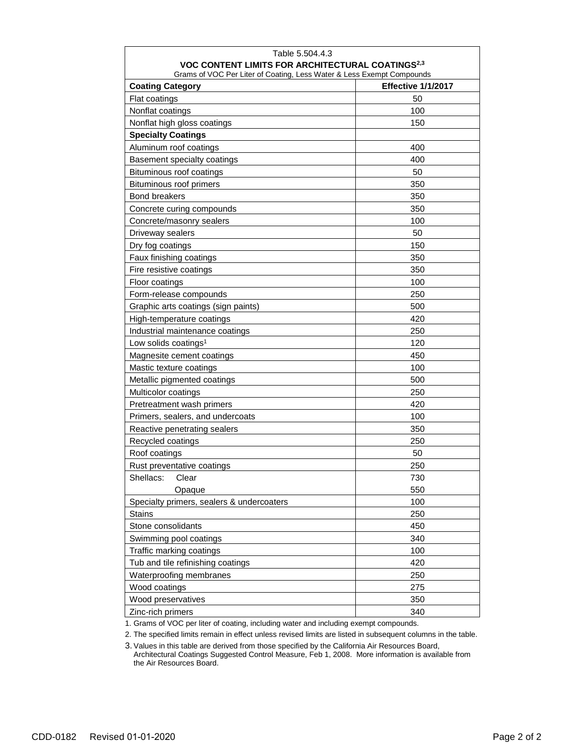Table 5.504.4.3

**VOC CONTENT LIMITS FOR ARCHITECTURAL COATINGS[2,3]**

Grams of VOC Per Liter of Coating, Less Water & Less Exempt Compounds

| **Coating Category** | **Effective 1/1/2017** |
|---|---|
| Flat coatings | 50 |
| Nonflat coatings | 100 |
| Nonflat high gloss coatings | 150 |
| **Specialty Coatings** | |
| Aluminum roof coatings | 400 |
| Basement specialty coatings | 400 |
| Bituminous roof coatings | 50 |
| Bituminous roof primers | 350 |
| Bond breakers | 350 |
| Concrete curing compounds | 350 |
| Concrete/masonry sealers | 100 |
| Driveway sealers | 50 |
| Dry fog coatings | 150 |
| Faux finishing coatings | 350 |
| Fire resistive coatings | 350 |
| Floor coatings | 100 |
| Form-release compounds | 250 |
| Graphic arts coatings (sign paints) | 500 |
| High-temperature coatings | 420 |
| Industrial maintenance coatings | 250 |
| Low solids coatings[1] | 120 |
| Magnesite cement coatings | 450 |
| Mastic texture coatings | 100 |
| Metallic pigmented coatings | 500 |
| Multicolor coatings | 250 |
| Pretreatment wash primers | 420 |
| Primers, sealers, and undercoats | 100 |
| Reactive penetrating sealers | 350 |
| Recycled coatings | 250 |
| Roof coatings | 50 |
| Rust preventative coatings | 250 |
| Shellacs: Clear | 730 |
| Opaque | 550 |
| Specialty primers, sealers & undercoaters | 100 |
| Stains | 250 |
| Stone consolidants | 450 |
| Swimming pool coatings | 340 |
| Traffic marking coatings | 100 |
| Tub and tile refinishing coatings | 420 |
| Waterproofing membranes | 250 |
| Wood coatings | 275 |
| Wood preservatives | 350 |
| Zinc-rich primers | 340 |

1. Grams of VOC per liter of coating, including water and including exempt compounds.

2. The specified limits remain in effect unless revised limits are listed in subsequent columns in the table.

3. Values in this table are derived from those specified by the California Air Resources Board, Architectural Coatings Suggested Control Measure, Feb 1, 2008. More information is available from the Air Resources Board.

CDD-0182 Revised 01-01-2020